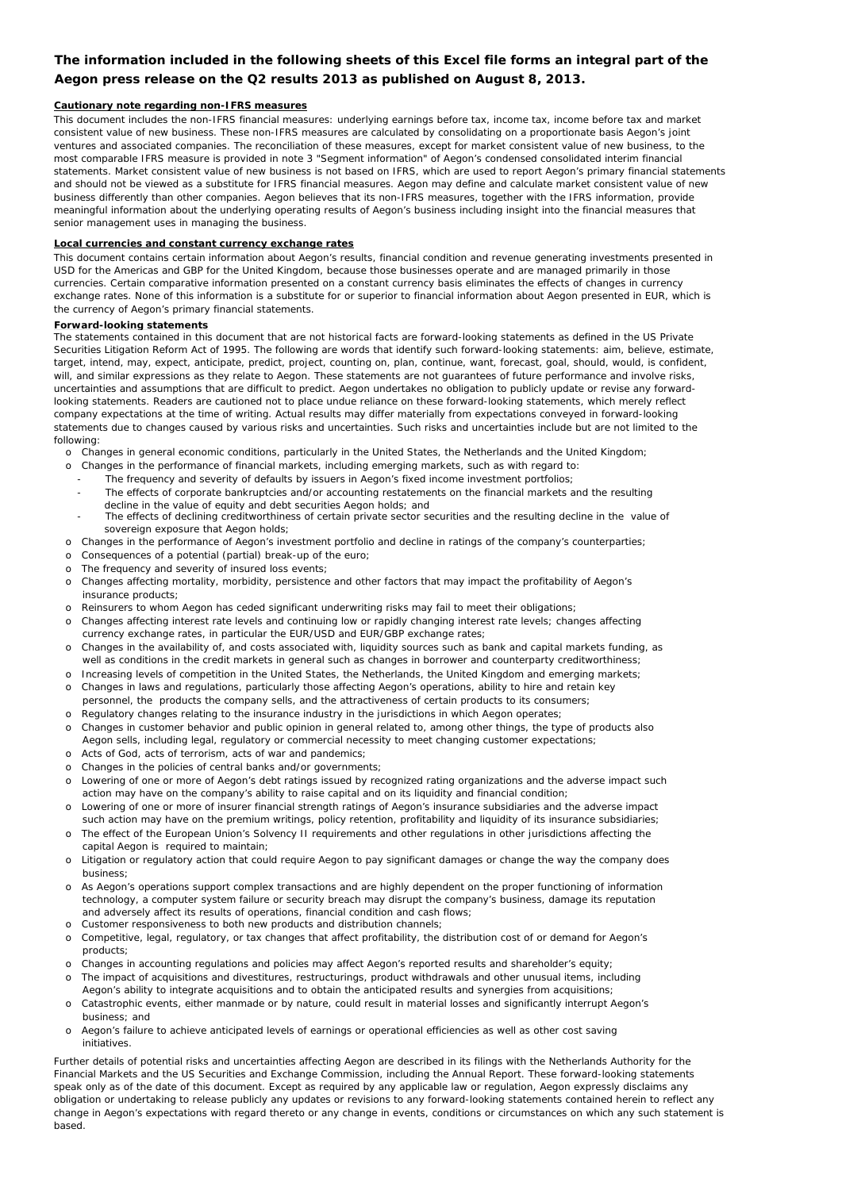**The information included in the following sheets of this Excel file forms an integral part of the Aegon press release on the Q2 results 2013 as published on August 8, 2013.**

**Cautionary note regarding non-IFRS measures**

This document includes the non-IFRS financial measures: underlying earnings before tax, income tax, income before tax and market consistent value of new business. These non-IFRS measures are calculated by consolidating on a proportionate basis Aegon's joint ventures and associated companies. The reconciliation of these measures, except for market consistent value of new business, to the most comparable IFRS measure is provided in note 3 "Segment information" of Aegon's condensed consolidated interim financial statements. Market consistent value of new business is not based on IFRS, which are used to report Aegon's primary financial statements and should not be viewed as a substitute for IFRS financial measures. Aegon may define and calculate market consistent value of new business differently than other companies. Aegon believes that its non-IFRS measures, together with the IFRS information, provide meaningful information about the underlying operating results of Aegon's business including insight into the financial measures that senior management uses in managing the business.

**Local currencies and constant currency exchange rates**

This document contains certain information about Aegon's results, financial condition and revenue generating investments presented in USD for the Americas and GBP for the United Kingdom, because those businesses operate and are managed primarily in those currencies. Certain comparative information presented on a constant currency basis eliminates the effects of changes in currency exchange rates. None of this information is a substitute for or superior to financial information about Aegon presented in EUR, which is the currency of Aegon's primary financial statements.

**Forward-looking statements**

The statements contained in this document that are not historical facts are forward-looking statements as defined in the US Private Securities Litigation Reform Act of 1995. The following are words that identify such forward-looking statements: aim, believe, estimate, target, intend, may, expect, anticipate, predict, project, counting on, plan, continue, want, forecast, goal, should, would, is confident, will, and similar expressions as they relate to Aegon. These statements are not guarantees of future performance and involve risks, uncertainties and assumptions that are difficult to predict. Aegon undertakes no obligation to publicly update or revise any forward-looking statements. Readers are cautioned not to place undue reliance on these forward-looking statements, which merely reflect company expectations at the time of writing. Actual results may differ materially from expectations conveyed in forward-looking statements due to changes caused by various risks and uncertainties. Such risks and uncertainties include but are not limited to the following:

- Changes in general economic conditions, particularly in the United States, the Netherlands and the United Kingdom;
- Changes in the performance of financial markets, including emerging markets, such as with regard to:
  - The frequency and severity of defaults by issuers in Aegon's fixed income investment portfolios;
  - The effects of corporate bankruptcies and/or accounting restatements on the financial markets and the resulting decline in the value of equity and debt securities Aegon holds; and
  - The effects of declining creditworthiness of certain private sector securities and the resulting decline in the value of sovereign exposure that Aegon holds;
- Changes in the performance of Aegon's investment portfolio and decline in ratings of the company's counterparties;
- Consequences of a potential (partial) break-up of the euro;
- The frequency and severity of insured loss events;
- Changes affecting mortality, morbidity, persistence and other factors that may impact the profitability of Aegon's insurance products;
- Reinsurers to whom Aegon has ceded significant underwriting risks may fail to meet their obligations;
- Changes affecting interest rate levels and continuing low or rapidly changing interest rate levels; changes affecting currency exchange rates, in particular the EUR/USD and EUR/GBP exchange rates;
- Changes in the availability of, and costs associated with, liquidity sources such as bank and capital markets funding, as well as conditions in the credit markets in general such as changes in borrower and counterparty creditworthiness;
- Increasing levels of competition in the United States, the Netherlands, the United Kingdom and emerging markets;
- Changes in laws and regulations, particularly those affecting Aegon's operations, ability to hire and retain key personnel, the products the company sells, and the attractiveness of certain products to its consumers;
- Regulatory changes relating to the insurance industry in the jurisdictions in which Aegon operates;
- Changes in customer behavior and public opinion in general related to, among other things, the type of products also Aegon sells, including legal, regulatory or commercial necessity to meet changing customer expectations;
- Acts of God, acts of terrorism, acts of war and pandemics;
- Changes in the policies of central banks and/or governments;
- Lowering of one or more of Aegon's debt ratings issued by recognized rating organizations and the adverse impact such action may have on the company's ability to raise capital and on its liquidity and financial condition;
- Lowering of one or more of insurer financial strength ratings of Aegon's insurance subsidiaries and the adverse impact such action may have on the premium writings, policy retention, profitability and liquidity of its insurance subsidiaries;
- The effect of the European Union's Solvency II requirements and other regulations in other jurisdictions affecting the capital Aegon is required to maintain;
- Litigation or regulatory action that could require Aegon to pay significant damages or change the way the company does business;
- As Aegon's operations support complex transactions and are highly dependent on the proper functioning of information technology, a computer system failure or security breach may disrupt the company's business, damage its reputation and adversely affect its results of operations, financial condition and cash flows;
- Customer responsiveness to both new products and distribution channels;
- Competitive, legal, regulatory, or tax changes that affect profitability, the distribution cost of or demand for Aegon's products;
- Changes in accounting regulations and policies may affect Aegon's reported results and shareholder's equity;
- The impact of acquisitions and divestitures, restructurings, product withdrawals and other unusual items, including Aegon's ability to integrate acquisitions and to obtain the anticipated results and synergies from acquisitions;
- Catastrophic events, either manmade or by nature, could result in material losses and significantly interrupt Aegon's business; and
- Aegon's failure to achieve anticipated levels of earnings or operational efficiencies as well as other cost saving initiatives.

Further details of potential risks and uncertainties affecting Aegon are described in its filings with the Netherlands Authority for the Financial Markets and the US Securities and Exchange Commission, including the Annual Report. These forward-looking statements speak only as of the date of this document. Except as required by any applicable law or regulation, Aegon expressly disclaims any obligation or undertaking to release publicly any updates or revisions to any forward-looking statements contained herein to reflect any change in Aegon's expectations with regard thereto or any change in events, conditions or circumstances on which any such statement is based.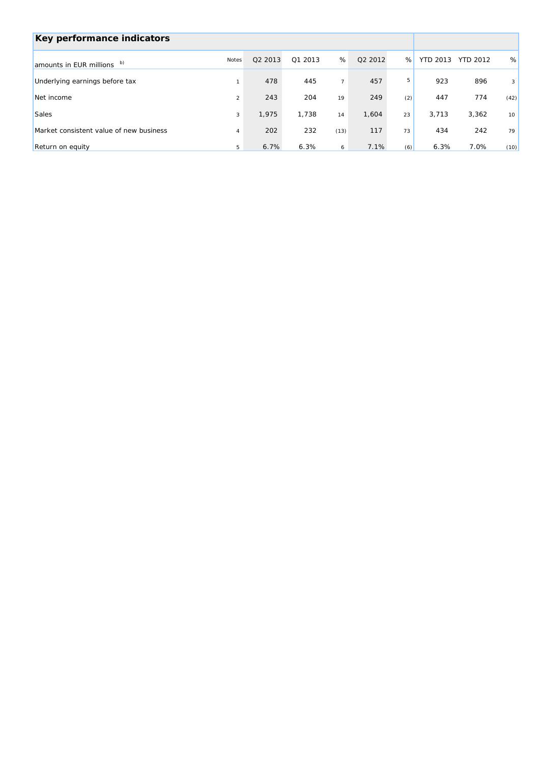## Key performance indicators

| amounts in EUR millions b) | Notes | Q2 2013 | Q1 2013 | % | Q2 2012 | % | YTD 2013 | YTD 2012 | % |
|---|---|---|---|---|---|---|---|---|---|
| Underlying earnings before tax | 1 | 478 | 445 | 7 | 457 | 5 | 923 | 896 | 3 |
| Net income | 2 | 243 | 204 | 19 | 249 | (2) | 447 | 774 | (42) |
| Sales | 3 | 1,975 | 1,738 | 14 | 1,604 | 23 | 3,713 | 3,362 | 10 |
| Market consistent value of new business | 4 | 202 | 232 | (13) | 117 | 73 | 434 | 242 | 79 |
| Return on equity | 5 | 6.7% | 6.3% | 6 | 7.1% | (6) | 6.3% | 7.0% | (10) |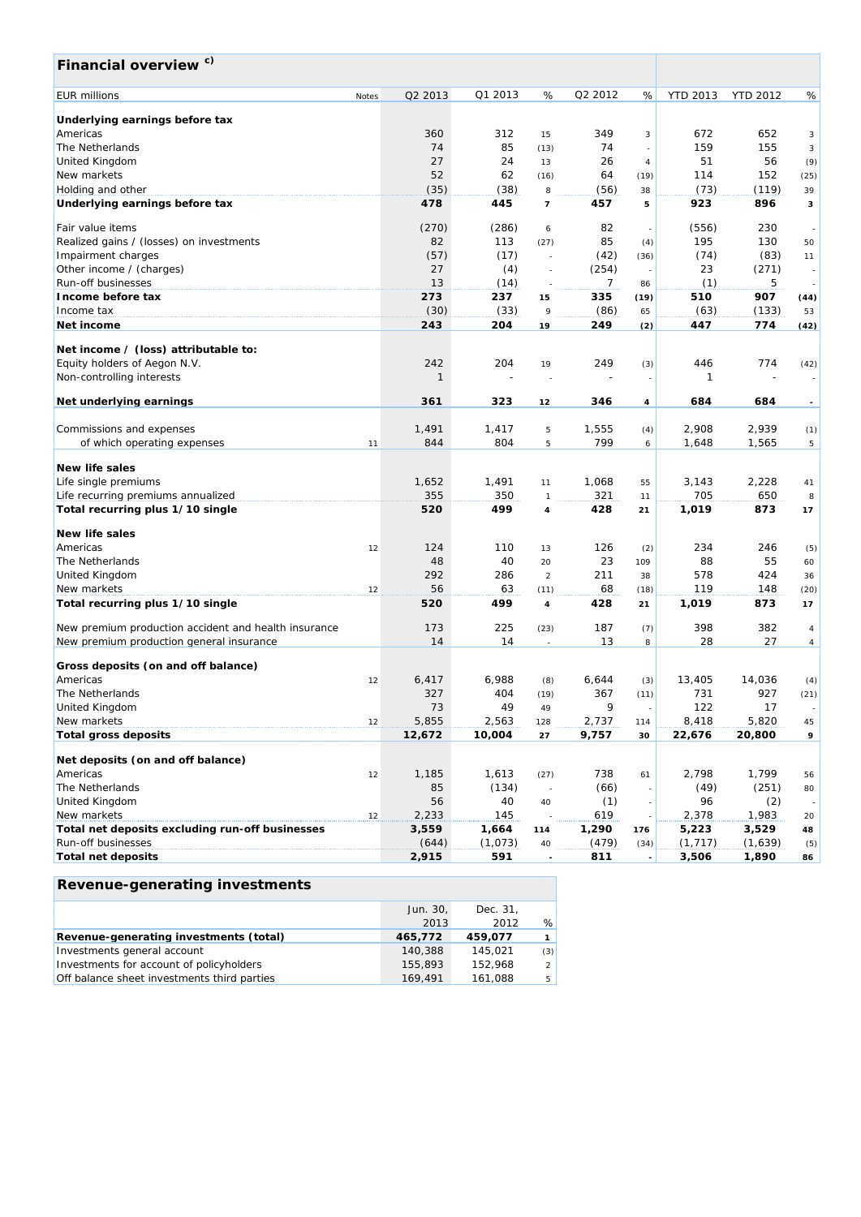## Financial overview c)

| EUR millions | Notes | Q2 2013 | Q1 2013 | % | Q2 2012 | % | YTD 2013 | YTD 2012 | % |
|---|---|---|---|---|---|---|---|---|---|
| **Underlying earnings before tax** | | | | | | | | | |
| Americas | | 360 | 312 | 15 | 349 | 3 | 672 | 652 | 3 |
| The Netherlands | | 74 | 85 | (13) | 74 | - | 159 | 155 | 3 |
| United Kingdom | | 27 | 24 | 13 | 26 | 4 | 51 | 56 | (9) |
| New markets | | 52 | 62 | (16) | 64 | (19) | 114 | 152 | (25) |
| Holding and other | | (35) | (38) | 8 | (56) | 38 | (73) | (119) | 39 |
| **Underlying earnings before tax** | | **478** | **445** | **7** | **457** | **5** | **923** | **896** | **3** |
| | | | | | | | | | |
| Fair value items | | (270) | (286) | 6 | 82 | - | (556) | 230 | - |
| Realized gains / (losses) on investments | | 82 | 113 | (27) | 85 | (4) | 195 | 130 | 50 |
| Impairment charges | | (57) | (17) | - | (42) | (36) | (74) | (83) | 11 |
| Other income / (charges) | | 27 | (4) | - | (254) | - | 23 | (271) | - |
| Run-off businesses | | 13 | (14) | - | 7 | 86 | (1) | 5 | - |
| **Income before tax** | | **273** | **237** | **15** | **335** | **(19)** | **510** | **907** | **(44)** |
| Income tax | | (30) | (33) | 9 | (86) | 65 | (63) | (133) | 53 |
| **Net income** | | **243** | **204** | **19** | **249** | **(2)** | **447** | **774** | **(42)** |
| | | | | | | | | | |
| **Net income / (loss) attributable to:** | | | | | | | | | |
| Equity holders of Aegon N.V. | | 242 | 204 | 19 | 249 | (3) | 446 | 774 | (42) |
| Non-controlling interests | | 1 | - | - | - | - | 1 | - | - |
| | | | | | | | | | |
| **Net underlying earnings** | | **361** | **323** | **12** | **346** | **4** | **684** | **684** | **-** |
| | | | | | | | | | |
| Commissions and expenses | | 1,491 | 1,417 | 5 | 1,555 | (4) | 2,908 | 2,939 | (1) |
| of which operating expenses | 11 | 844 | 804 | 5 | 799 | 6 | 1,648 | 1,565 | 5 |
| | | | | | | | | | |
| **New life sales** | | | | | | | | | |
| Life single premiums | | 1,652 | 1,491 | 11 | 1,068 | 55 | 3,143 | 2,228 | 41 |
| Life recurring premiums annualized | | 355 | 350 | 1 | 321 | 11 | 705 | 650 | 8 |
| **Total recurring plus 1/10 single** | | **520** | **499** | **4** | **428** | **21** | **1,019** | **873** | **17** |
| | | | | | | | | | |
| **New life sales** | | | | | | | | | |
| Americas | 12 | 124 | 110 | 13 | 126 | (2) | 234 | 246 | (5) |
| The Netherlands | | 48 | 40 | 20 | 23 | 109 | 88 | 55 | 60 |
| United Kingdom | | 292 | 286 | 2 | 211 | 38 | 578 | 424 | 36 |
| New markets | 12 | 56 | 63 | (11) | 68 | (18) | 119 | 148 | (20) |
| **Total recurring plus 1/10 single** | | **520** | **499** | **4** | **428** | **21** | **1,019** | **873** | **17** |
| | | | | | | | | | |
| New premium production accident and health insurance | | 173 | 225 | (23) | 187 | (7) | 398 | 382 | 4 |
| New premium production general insurance | | 14 | 14 | - | 13 | 8 | 28 | 27 | 4 |
| | | | | | | | | | |
| **Gross deposits (on and off balance)** | | | | | | | | | |
| Americas | 12 | 6,417 | 6,988 | (8) | 6,644 | (3) | 13,405 | 14,036 | (4) |
| The Netherlands | | 327 | 404 | (19) | 367 | (11) | 731 | 927 | (21) |
| United Kingdom | | 73 | 49 | 49 | 9 | - | 122 | 17 | - |
| New markets | 12 | 5,855 | 2,563 | 128 | 2,737 | 114 | 8,418 | 5,820 | 45 |
| **Total gross deposits** | | **12,672** | **10,004** | **27** | **9,757** | **30** | **22,676** | **20,800** | **9** |
| | | | | | | | | | |
| **Net deposits (on and off balance)** | | | | | | | | | |
| Americas | 12 | 1,185 | 1,613 | (27) | 738 | 61 | 2,798 | 1,799 | 56 |
| The Netherlands | | 85 | (134) | - | (66) | - | (49) | (251) | 80 |
| United Kingdom | | 56 | 40 | 40 | (1) | - | 96 | (2) | - |
| New markets | 12 | 2,233 | 145 | - | 619 | - | 2,378 | 1,983 | 20 |
| **Total net deposits excluding run-off businesses** | | **3,559** | **1,664** | **114** | **1,290** | **176** | **5,223** | **3,529** | **48** |
| Run-off businesses | | (644) | (1,073) | 40 | (479) | (34) | (1,717) | (1,639) | (5) |
| **Total net deposits** | | **2,915** | **591** | **-** | **811** | **-** | **3,506** | **1,890** | **86** |

## Revenue-generating investments

| | Jun. 30, 2013 | Dec. 31, 2012 | % |
|---|---|---|---|
| **Revenue-generating investments (total)** | **465,772** | **459,077** | **1** |
| Investments general account | 140,388 | 145,021 | (3) |
| Investments for account of policyholders | 155,893 | 152,968 | 2 |
| Off balance sheet investments third parties | 169,491 | 161,088 | 5 |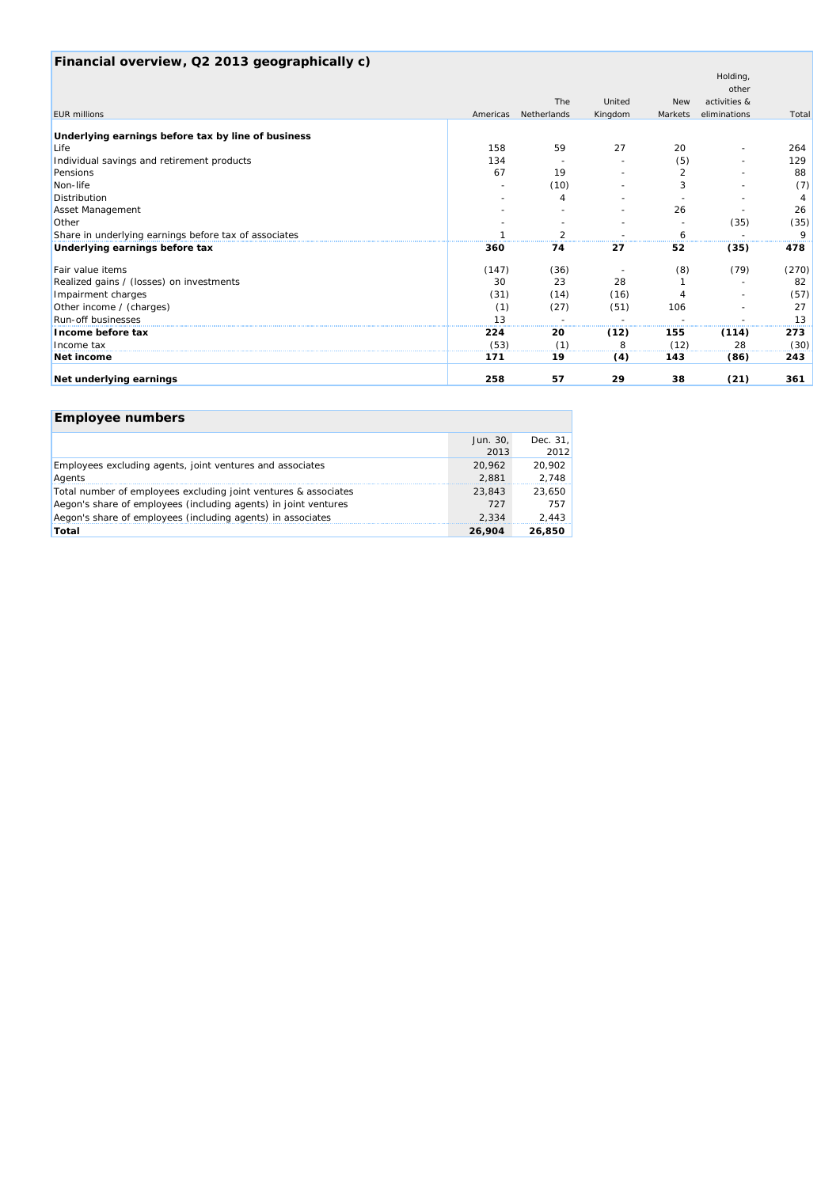## Financial overview, Q2 2013 geographically c)

| EUR millions | Americas | The Netherlands | United Kingdom | New Markets | Holding, other activities & eliminations | Total |
|---|---|---|---|---|---|---|
| **Underlying earnings before tax by line of business** | | | | | | |
| Life | 158 | 59 | 27 | 20 | - | 264 |
| Individual savings and retirement products | 134 | - | - | (5) | - | 129 |
| Pensions | 67 | 19 | - | 2 | - | 88 |
| Non-life | - | (10) | - | 3 | - | (7) |
| Distribution | - | 4 | - | - | - | 4 |
| Asset Management | - | - | - | 26 | - | 26 |
| Other | - | - | - | - | (35) | (35) |
| Share in underlying earnings before tax of associates | 1 | 2 | - | 6 | - | 9 |
| **Underlying earnings before tax** | **360** | **74** | **27** | **52** | **(35)** | **478** |
| Fair value items | (147) | (36) | - | (8) | (79) | (270) |
| Realized gains / (losses) on investments | 30 | 23 | 28 | 1 | - | 82 |
| Impairment charges | (31) | (14) | (16) | 4 | - | (57) |
| Other income / (charges) | (1) | (27) | (51) | 106 | - | 27 |
| Run-off businesses | 13 | - | - | - | - | 13 |
| **Income before tax** | **224** | **20** | **(12)** | **155** | **(114)** | **273** |
| Income tax | (53) | (1) | 8 | (12) | 28 | (30) |
| **Net income** | **171** | **19** | **(4)** | **143** | **(86)** | **243** |
| **Net underlying earnings** | **258** | **57** | **29** | **38** | **(21)** | **361** |

## Employee numbers

| | Jun. 30, 2013 | Dec. 31, 2012 |
|---|---|---|
| Employees excluding agents, joint ventures and associates | 20,962 | 20,902 |
| Agents | 2,881 | 2,748 |
| Total number of employees excluding joint ventures & associates | 23,843 | 23,650 |
| Aegon's share of employees (including agents) in joint ventures | 727 | 757 |
| Aegon's share of employees (including agents) in associates | 2,334 | 2,443 |
| **Total** | **26,904** | **26,850** |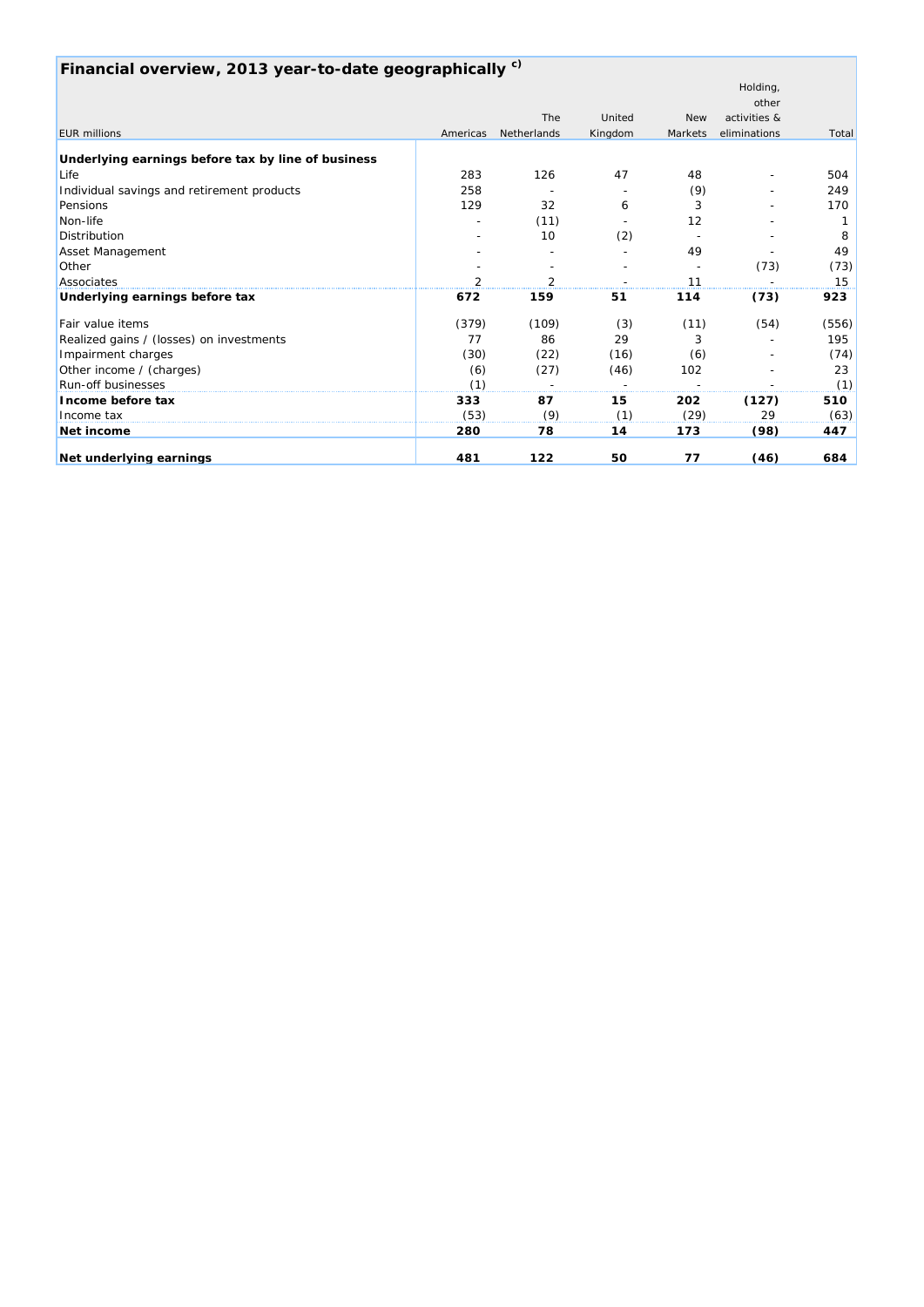## Financial overview, 2013 year-to-date geographically [c)]

| EUR millions | Americas | The Netherlands | United Kingdom | New Markets | Holding, other activities & eliminations | Total |
|---|---|---|---|---|---|---|
| **Underlying earnings before tax by line of business** | | | | | | |
| Life | 283 | 126 | 47 | 48 | - | 504 |
| Individual savings and retirement products | 258 | - | - | (9) | - | 249 |
| Pensions | 129 | 32 | 6 | 3 | - | 170 |
| Non-life | - | (11) | - | 12 | - | 1 |
| Distribution | - | 10 | (2) | - | - | 8 |
| Asset Management | - | - | - | 49 | - | 49 |
| Other | - | - | - | - | (73) | (73) |
| Associates | 2 | 2 | - | 11 | - | 15 |
| **Underlying earnings before tax** | **672** | **159** | **51** | **114** | **(73)** | **923** |
| Fair value items | (379) | (109) | (3) | (11) | (54) | (556) |
| Realized gains / (losses) on investments | 77 | 86 | 29 | 3 | - | 195 |
| Impairment charges | (30) | (22) | (16) | (6) | - | (74) |
| Other income / (charges) | (6) | (27) | (46) | 102 | - | 23 |
| Run-off businesses | (1) | - | - | - | - | (1) |
| **Income before tax** | **333** | **87** | **15** | **202** | **(127)** | **510** |
| Income tax | (53) | (9) | (1) | (29) | 29 | (63) |
| **Net income** | **280** | **78** | **14** | **173** | **(98)** | **447** |
| **Net underlying earnings** | **481** | **122** | **50** | **77** | **(46)** | **684** |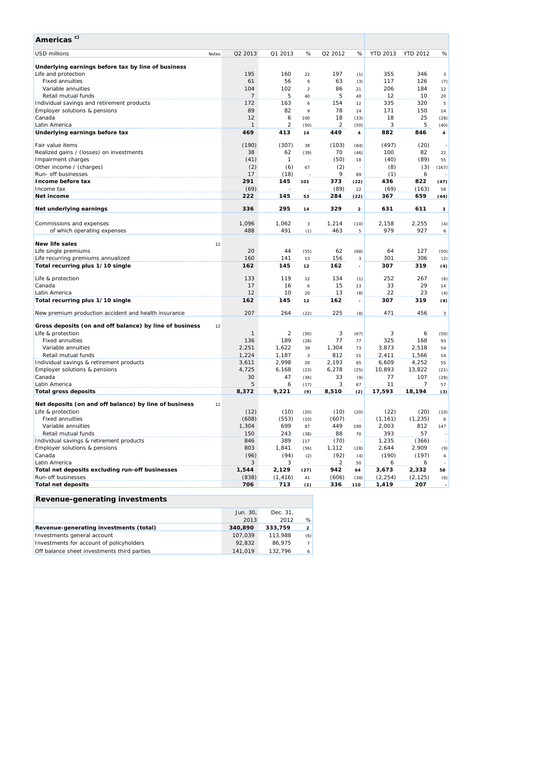## Americas [c)]

| USD millions | Notes | Q2 2013 | Q1 2013 | % | Q2 2012 | % | YTD 2013 | YTD 2012 | % |
|---|---|---|---|---|---|---|---|---|---|
| **Underlying earnings before tax by line of business** | | | | | | | | | |
| Life and protection | | 195 | 160 | 22 | 197 | (1) | 355 | 346 | 3 |
| Fixed annuities | | 61 | 56 | 9 | 63 | (3) | 117 | 126 | (7) |
| Variable annuities | | 104 | 102 | 2 | 86 | 21 | 206 | 184 | 12 |
| Retail mutual funds | | 7 | 5 | 40 | 5 | 40 | 12 | 10 | 20 |
| Individual savings and retirement products | | 172 | 163 | 6 | 154 | 12 | 335 | 320 | 5 |
| Employer solutions & pensions | | 89 | 82 | 9 | 78 | 14 | 171 | 150 | 14 |
| Canada | | 12 | 6 | 100 | 18 | (33) | 18 | 25 | (28) |
| Latin America | | 1 | 2 | (50) | 2 | (50) | 3 | 5 | (40) |
| **Underlying earnings before tax** | | **469** | **413** | **14** | **449** | **4** | **882** | **846** | **4** |
| Fair value items | | (190) | (307) | 38 | (103) | (84) | (497) | (20) | - |
| Realized gains / (losses) on investments | | 38 | 62 | (39) | 70 | (46) | 100 | 82 | 22 |
| Impairment charges | | (41) | 1 | - | (50) | 18 | (40) | (89) | 55 |
| Other income / (charges) | | (2) | (6) | 67 | (2) | - | (8) | (3) | (167) |
| Run- off businesses | | 17 | (18) | - | 9 | 89 | (1) | 6 | - |
| **Income before tax** | | **291** | **145** | **101** | **373** | **(22)** | **436** | **822** | **(47)** |
| Income tax | | (69) | - | - | (89) | 22 | (69) | (163) | 58 |
| **Net income** | | **222** | **145** | **53** | **284** | **(22)** | **367** | **659** | **(44)** |
| **Net underlying earnings** | | **336** | **295** | **14** | **329** | **2** | **631** | **611** | **3** |
| Commissions and expenses | | 1,096 | 1,062 | 3 | 1,214 | (10) | 2,158 | 2,255 | (4) |
| of which operating expenses | | 488 | 491 | (1) | 463 | 5 | 979 | 927 | 6 |
| **New life sales** | 12 | | | | | | | | |
| Life single premiums | | 20 | 44 | (55) | 62 | (68) | 64 | 127 | (50) |
| Life recurring premiums annualized | | 160 | 141 | 13 | 156 | 3 | 301 | 306 | (2) |
| **Total recurring plus 1/10 single** | | **162** | **145** | **12** | **162** | **-** | **307** | **319** | **(4)** |
| Life & protection | | 133 | 119 | 12 | 134 | (1) | 252 | 267 | (6) |
| Canada | | 17 | 16 | 6 | 15 | 13 | 33 | 29 | 14 |
| Latin America | | 12 | 10 | 20 | 13 | (8) | 22 | 23 | (4) |
| **Total recurring plus 1/10 single** | | **162** | **145** | **12** | **162** | **-** | **307** | **319** | **(4)** |
| New premium production accident and health insurance | | 207 | 264 | (22) | 225 | (8) | 471 | 456 | 3 |
| **Gross deposits (on and off balance) by line of business** | 12 | | | | | | | | |
| Life & protection | | 1 | 2 | (50) | 3 | (67) | 3 | 6 | (50) |
| Fixed annuities | | 136 | 189 | (28) | 77 | 77 | 325 | 168 | 93 |
| Variable annuities | | 2,251 | 1,622 | 39 | 1,304 | 73 | 3,873 | 2,518 | 54 |
| Retail mutual funds | | 1,224 | 1,187 | 3 | 812 | 51 | 2,411 | 1,566 | 54 |
| Individual savings & retirement products | | 3,611 | 2,998 | 20 | 2,193 | 65 | 6,609 | 4,252 | 55 |
| Employer solutions & pensions | | 4,725 | 6,168 | (23) | 6,278 | (25) | 10,893 | 13,822 | (21) |
| Canada | | 30 | 47 | (36) | 33 | (9) | 77 | 107 | (28) |
| Latin America | | 5 | 6 | (17) | 3 | 67 | 11 | 7 | 57 |
| **Total gross deposits** | | **8,372** | **9,221** | **(9)** | **8,510** | **(2)** | **17,593** | **18,194** | **(3)** |
| **Net deposits (on and off balance) by line of business** | 12 | | | | | | | | |
| Life & protection | | (12) | (10) | (20) | (10) | (20) | (22) | (20) | (10) |
| Fixed annuities | | (608) | (553) | (10) | (607) | - | (1,161) | (1,235) | 6 |
| Variable annuities | | 1,304 | 699 | 87 | 449 | 190 | 2,003 | 812 | 147 |
| Retail mutual funds | | 150 | 243 | (38) | 88 | 70 | 393 | 57 | - |
| Individual savings & retirement products | | 846 | 389 | 117 | (70) | - | 1,235 | (366) | - |
| Employer solutions & pensions | | 803 | 1,841 | (56) | 1,112 | (28) | 2,644 | 2,909 | (9) |
| Canada | | (96) | (94) | (2) | (92) | (4) | (190) | (197) | 4 |
| Latin America | | 3 | 3 | - | 2 | 50 | 6 | 6 | - |
| **Total net deposits excluding run-off businesses** | | **1,544** | **2,129** | **(27)** | **942** | **64** | **3,673** | **2,332** | **58** |
| Run-off businesses | | (838) | (1,416) | 41 | (606) | (38) | (2,254) | (2,125) | (6) |
| **Total net deposits** | | **706** | **713** | **(1)** | **336** | **110** | **1,419** | **207** | **-** |

## Revenue-generating investments

| | Jun. 30, 2013 | Dec. 31, 2012 | % |
|---|---|---|---|
| **Revenue-generating investments (total)** | **340,890** | **333,759** | **2** |
| Investments general account | 107,039 | 113,988 | (6) |
| Investments for account of policyholders | 92,832 | 86,975 | 7 |
| Off balance sheet investments third parties | 141,019 | 132,796 | 6 |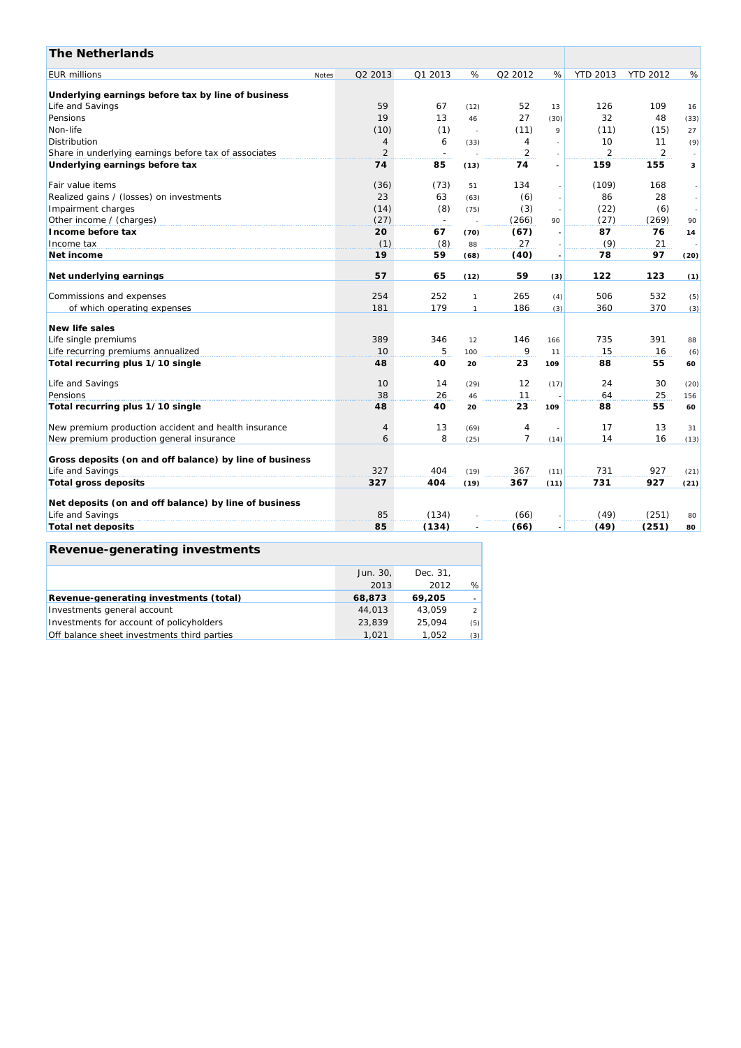## The Netherlands

| EUR millions | Notes | Q2 2013 | Q1 2013 | % | Q2 2012 | % | YTD 2013 | YTD 2012 | % |
|---|---|---|---|---|---|---|---|---|---|
| **Underlying earnings before tax by line of business** | | | | | | | | | |
| Life and Savings | | 59 | 67 | (12) | 52 | 13 | 126 | 109 | 16 |
| Pensions | | 19 | 13 | 46 | 27 | (30) | 32 | 48 | (33) |
| Non-life | | (10) | (1) | - | (11) | 9 | (11) | (15) | 27 |
| Distribution | | 4 | 6 | (33) | 4 | - | 10 | 11 | (9) |
| Share in underlying earnings before tax of associates | | 2 | - | - | 2 | - | 2 | 2 | - |
| **Underlying earnings before tax** | | **74** | **85** | **(13)** | **74** | **-** | **159** | **155** | **3** |
| Fair value items | | (36) | (73) | 51 | 134 | - | (109) | 168 | - |
| Realized gains / (losses) on investments | | 23 | 63 | (63) | (6) | - | 86 | 28 | - |
| Impairment charges | | (14) | (8) | (75) | (3) | - | (22) | (6) | - |
| Other income / (charges) | | (27) | - | - | (266) | 90 | (27) | (269) | 90 |
| **Income before tax** | | **20** | **67** | **(70)** | **(67)** | **-** | **87** | **76** | **14** |
| Income tax | | (1) | (8) | 88 | 27 | - | (9) | 21 | - |
| **Net income** | | **19** | **59** | **(68)** | **(40)** | **-** | **78** | **97** | **(20)** |
| **Net underlying earnings** | | **57** | **65** | **(12)** | **59** | **(3)** | **122** | **123** | **(1)** |
| Commissions and expenses | | 254 | 252 | 1 | 265 | (4) | 506 | 532 | (5) |
| of which operating expenses | | 181 | 179 | 1 | 186 | (3) | 360 | 370 | (3) |
| **New life sales** | | | | | | | | | |
| Life single premiums | | 389 | 346 | 12 | 146 | 166 | 735 | 391 | 88 |
| Life recurring premiums annualized | | 10 | 5 | 100 | 9 | 11 | 15 | 16 | (6) |
| **Total recurring plus 1/10 single** | | **48** | **40** | **20** | **23** | **109** | **88** | **55** | **60** |
| Life and Savings | | 10 | 14 | (29) | 12 | (17) | 24 | 30 | (20) |
| Pensions | | 38 | 26 | 46 | 11 | - | 64 | 25 | 156 |
| **Total recurring plus 1/10 single** | | **48** | **40** | **20** | **23** | **109** | **88** | **55** | **60** |
| New premium production accident and health insurance | | 4 | 13 | (69) | 4 | - | 17 | 13 | 31 |
| New premium production general insurance | | 6 | 8 | (25) | 7 | (14) | 14 | 16 | (13) |
| **Gross deposits (on and off balance) by line of business** | | | | | | | | | |
| Life and Savings | | 327 | 404 | (19) | 367 | (11) | 731 | 927 | (21) |
| **Total gross deposits** | | **327** | **404** | **(19)** | **367** | **(11)** | **731** | **927** | **(21)** |
| **Net deposits (on and off balance) by line of business** | | | | | | | | | |
| Life and Savings | | 85 | (134) | - | (66) | - | (49) | (251) | 80 |
| **Total net deposits** | | **85** | **(134)** | **-** | **(66)** | **-** | **(49)** | **(251)** | **80** |

## Revenue-generating investments

| | Jun. 30, 2013 | Dec. 31, 2012 | % |
|---|---|---|---|
| **Revenue-generating investments (total)** | **68,873** | **69,205** | **-** |
| Investments general account | 44,013 | 43,059 | 2 |
| Investments for account of policyholders | 23,839 | 25,094 | (5) |
| Off balance sheet investments third parties | 1,021 | 1,052 | (3) |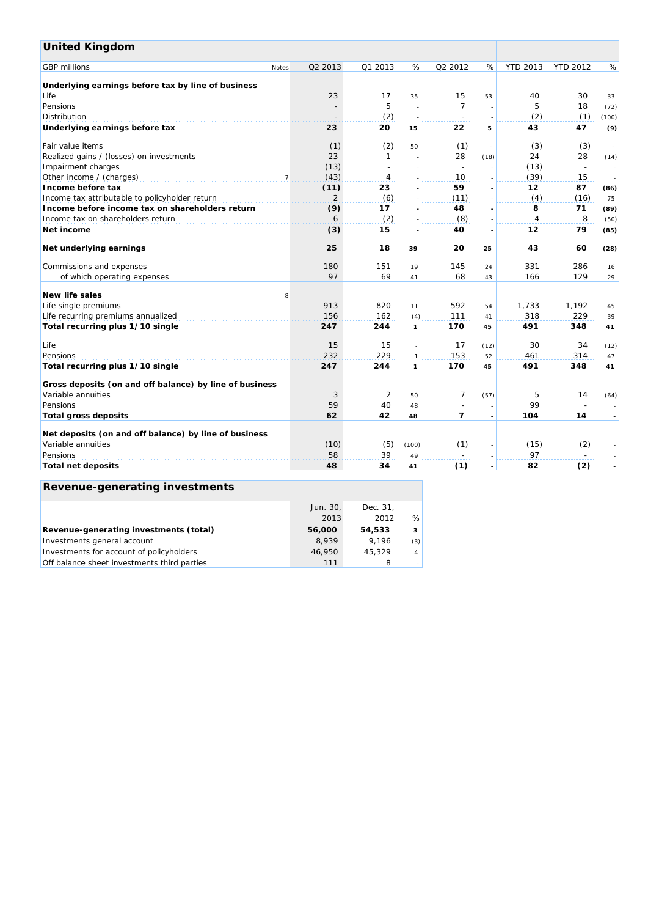## United Kingdom

| GBP millions | Notes | Q2 2013 | Q1 2013 | % | Q2 2012 | % | YTD 2013 | YTD 2012 | % |
|---|---|---|---|---|---|---|---|---|---|
| **Underlying earnings before tax by line of business** | | | | | | | | | |
| Life | | 23 | 17 | 35 | 15 | 53 | 40 | 30 | 33 |
| Pensions | | - | 5 | - | 7 | - | 5 | 18 | (72) |
| Distribution | | - | (2) | - | - | - | (2) | (1) | (100) |
| **Underlying earnings before tax** | | **23** | **20** | **15** | **22** | **5** | **43** | **47** | **(9)** |
| Fair value items | | (1) | (2) | 50 | (1) | - | (3) | (3) | - |
| Realized gains / (losses) on investments | | 23 | 1 | - | 28 | (18) | 24 | 28 | (14) |
| Impairment charges | | (13) | - | - | - | - | (13) | - | - |
| Other income / (charges) | 7 | (43) | 4 | - | 10 | - | (39) | 15 | - |
| **Income before tax** | | **(11)** | **23** | **-** | **59** | **-** | **12** | **87** | **(86)** |
| Income tax attributable to policyholder return | | 2 | (6) | - | (11) | - | (4) | (16) | 75 |
| **Income before income tax on shareholders return** | | **(9)** | **17** | **-** | **48** | **-** | **8** | **71** | **(89)** |
| Income tax on shareholders return | | 6 | (2) | - | (8) | - | 4 | 8 | (50) |
| **Net income** | | **(3)** | **15** | **-** | **40** | **-** | **12** | **79** | **(85)** |
| **Net underlying earnings** | | **25** | **18** | **39** | **20** | **25** | **43** | **60** | **(28)** |
| Commissions and expenses | | 180 | 151 | 19 | 145 | 24 | 331 | 286 | 16 |
| of which operating expenses | | 97 | 69 | 41 | 68 | 43 | 166 | 129 | 29 |
| **New life sales** | 8 | | | | | | | | |
| Life single premiums | | 913 | 820 | 11 | 592 | 54 | 1,733 | 1,192 | 45 |
| Life recurring premiums annualized | | 156 | 162 | (4) | 111 | 41 | 318 | 229 | 39 |
| **Total recurring plus 1/10 single** | | **247** | **244** | **1** | **170** | **45** | **491** | **348** | **41** |
| Life | | 15 | 15 | - | 17 | (12) | 30 | 34 | (12) |
| Pensions | | 232 | 229 | 1 | 153 | 52 | 461 | 314 | 47 |
| **Total recurring plus 1/10 single** | | **247** | **244** | **1** | **170** | **45** | **491** | **348** | **41** |
| **Gross deposits (on and off balance) by line of business** | | | | | | | | | |
| Variable annuities | | 3 | 2 | 50 | 7 | (57) | 5 | 14 | (64) |
| Pensions | | 59 | 40 | 48 | - | - | 99 | - | - |
| **Total gross deposits** | | **62** | **42** | **48** | **7** | **-** | **104** | **14** | **-** |
| **Net deposits (on and off balance) by line of business** | | | | | | | | | |
| Variable annuities | | (10) | (5) | (100) | (1) | - | (15) | (2) | - |
| Pensions | | 58 | 39 | 49 | - | - | 97 | - | - |
| **Total net deposits** | | **48** | **34** | **41** | **(1)** | **-** | **82** | **(2)** | **-** |

## Revenue-generating investments

| | Jun. 30, 2013 | Dec. 31, 2012 | % |
|---|---|---|---|
| **Revenue-generating investments (total)** | **56,000** | **54,533** | **3** |
| Investments general account | 8,939 | 9,196 | (3) |
| Investments for account of policyholders | 46,950 | 45,329 | 4 |
| Off balance sheet investments third parties | 111 | 8 | - |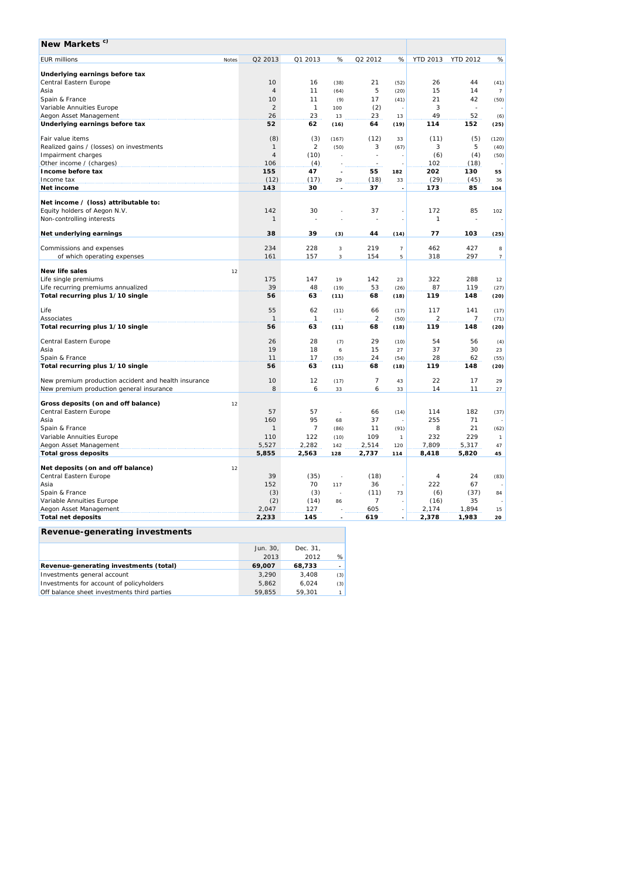## New Markets [c)]

| EUR millions | Notes | Q2 2013 | Q1 2013 | % | Q2 2012 | % | YTD 2013 | YTD 2012 | % |
|---|---|---|---|---|---|---|---|---|---|
| **Underlying earnings before tax** | | | | | | | | | |
| Central Eastern Europe | | 10 | 16 | (38) | 21 | (52) | 26 | 44 | (41) |
| Asia | | 4 | 11 | (64) | 5 | (20) | 15 | 14 | 7 |
| Spain & France | | 10 | 11 | (9) | 17 | (41) | 21 | 42 | (50) |
| Variable Annuities Europe | | 2 | 1 | 100 | (2) | - | 3 | - | - |
| Aegon Asset Management | | 26 | 23 | 13 | 23 | 13 | 49 | 52 | (6) |
| **Underlying earnings before tax** | | **52** | **62** | **(16)** | **64** | **(19)** | **114** | **152** | **(25)** |
| Fair value items | | (8) | (3) | (167) | (12) | 33 | (11) | (5) | (120) |
| Realized gains / (losses) on investments | | 1 | 2 | (50) | 3 | (67) | 3 | 5 | (40) |
| Impairment charges | | 4 | (10) | - | - | - | (6) | (4) | (50) |
| Other income / (charges) | | 106 | (4) | - | - | - | 102 | (18) | - |
| **Income before tax** | | **155** | **47** | **-** | **55** | **182** | **202** | **130** | **55** |
| Income tax | | (12) | (17) | 29 | (18) | 33 | (29) | (45) | 36 |
| **Net income** | | **143** | **30** | **-** | **37** | **-** | **173** | **85** | **104** |
| **Net income / (loss) attributable to:** | | | | | | | | | |
| Equity holders of Aegon N.V. | | 142 | 30 | - | 37 | - | 172 | 85 | 102 |
| Non-controlling interests | | 1 | - | - | - | - | 1 | - | - |
| **Net underlying earnings** | | **38** | **39** | **(3)** | **44** | **(14)** | **77** | **103** | **(25)** |
| Commissions and expenses | | 234 | 228 | 3 | 219 | 7 | 462 | 427 | 8 |
| of which operating expenses | | 161 | 157 | 3 | 154 | 5 | 318 | 297 | 7 |
| **New life sales** | 12 | | | | | | | | |
| Life single premiums | | 175 | 147 | 19 | 142 | 23 | 322 | 288 | 12 |
| Life recurring premiums annualized | | 39 | 48 | (19) | 53 | (26) | 87 | 119 | (27) |
| **Total recurring plus 1/10 single** | | **56** | **63** | **(11)** | **68** | **(18)** | **119** | **148** | **(20)** |
| Life | | 55 | 62 | (11) | 66 | (17) | 117 | 141 | (17) |
| Associates | | 1 | 1 | - | 2 | (50) | 2 | 7 | (71) |
| **Total recurring plus 1/10 single** | | **56** | **63** | **(11)** | **68** | **(18)** | **119** | **148** | **(20)** |
| Central Eastern Europe | | 26 | 28 | (7) | 29 | (10) | 54 | 56 | (4) |
| Asia | | 19 | 18 | 6 | 15 | 27 | 37 | 30 | 23 |
| Spain & France | | 11 | 17 | (35) | 24 | (54) | 28 | 62 | (55) |
| **Total recurring plus 1/10 single** | | **56** | **63** | **(11)** | **68** | **(18)** | **119** | **148** | **(20)** |
| New premium production accident and health insurance | | 10 | 12 | (17) | 7 | 43 | 22 | 17 | 29 |
| New premium production general insurance | | 8 | 6 | 33 | 6 | 33 | 14 | 11 | 27 |
| **Gross deposits (on and off balance)** | 12 | | | | | | | | |
| Central Eastern Europe | | 57 | 57 | - | 66 | (14) | 114 | 182 | (37) |
| Asia | | 160 | 95 | 68 | 37 | - | 255 | 71 | - |
| Spain & France | | 1 | 7 | (86) | 11 | (91) | 8 | 21 | (62) |
| Variable Annuities Europe | | 110 | 122 | (10) | 109 | 1 | 232 | 229 | 1 |
| Aegon Asset Management | | 5,527 | 2,282 | 142 | 2,514 | 120 | 7,809 | 5,317 | 47 |
| **Total gross deposits** | | **5,855** | **2,563** | **128** | **2,737** | **114** | **8,418** | **5,820** | **45** |
| **Net deposits (on and off balance)** | 12 | | | | | | | | |
| Central Eastern Europe | | 39 | (35) | - | (18) | - | 4 | 24 | (83) |
| Asia | | 152 | 70 | 117 | 36 | - | 222 | 67 | - |
| Spain & France | | (3) | (3) | - | (11) | 73 | (6) | (37) | 84 |
| Variable Annuities Europe | | (2) | (14) | 86 | 7 | - | (16) | 35 | - |
| Aegon Asset Management | | 2,047 | 127 | - | 605 | - | 2,174 | 1,894 | 15 |
| **Total net deposits** | | **2,233** | **145** | **-** | **619** | **-** | **2,378** | **1,983** | **20** |

## Revenue-generating investments

| | Jun. 30, 2013 | Dec. 31, 2012 | % |
|---|---|---|---|
| **Revenue-generating investments (total)** | **69,007** | **68,733** | **-** |
| Investments general account | 3,290 | 3,408 | (3) |
| Investments for account of policyholders | 5,862 | 6,024 | (3) |
| Off balance sheet investments third parties | 59,855 | 59,301 | 1 |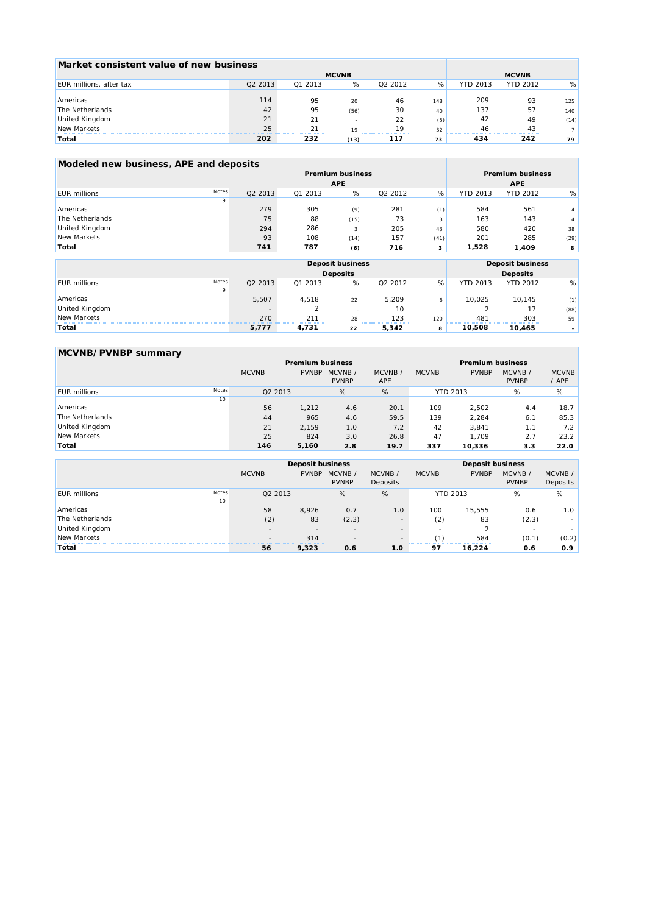## Market consistent value of new business

| EUR millions, after tax | MCVNB | | | | | MCVNB | | |
|---|---|---|---|---|---|---|---|---|
| | Q2 2013 | Q1 2013 | % | Q2 2012 | % | YTD 2013 | YTD 2012 | % |
| Americas | 114 | 95 | 20 | 46 | 148 | 209 | 93 | 125 |
| The Netherlands | 42 | 95 | (56) | 30 | 40 | 137 | 57 | 140 |
| United Kingdom | 21 | 21 | - | 22 | (5) | 42 | 49 | (14) |
| New Markets | 25 | 21 | 19 | 19 | 32 | 46 | 43 | 7 |
| **Total** | **202** | **232** | **(13)** | **117** | **73** | **434** | **242** | **79** |

## Modeled new business, APE and deposits

| EUR millions | Notes | Premium business APE | | | | | Premium business APE | | |
|---|---|---|---|---|---|---|---|---|---|
| | 9 | Q2 2013 | Q1 2013 | % | Q2 2012 | % | YTD 2013 | YTD 2012 | % |
| Americas | | 279 | 305 | (9) | 281 | (1) | 584 | 561 | 4 |
| The Netherlands | | 75 | 88 | (15) | 73 | 3 | 163 | 143 | 14 |
| United Kingdom | | 294 | 286 | 3 | 205 | 43 | 580 | 420 | 38 |
| New Markets | | 93 | 108 | (14) | 157 | (41) | 201 | 285 | (29) |
| **Total** | | **741** | **787** | **(6)** | **716** | **3** | **1,528** | **1,409** | **8** |

| EUR millions | Notes | Deposit business Deposits | | | | | Deposit business Deposits | | |
|---|---|---|---|---|---|---|---|---|---|
| | 9 | Q2 2013 | Q1 2013 | % | Q2 2012 | % | YTD 2013 | YTD 2012 | % |
| Americas | | 5,507 | 4,518 | 22 | 5,209 | 6 | 10,025 | 10,145 | (1) |
| United Kingdom | | - | 2 | - | 10 | - | 2 | 17 | (88) |
| New Markets | | 270 | 211 | 28 | 123 | 120 | 481 | 303 | 59 |
| **Total** | | **5,777** | **4,731** | **22** | **5,342** | **8** | **10,508** | **10,465** | **-** |

## MCVNB/ PVNBP summary

| | | Premium business | | | | Premium business | | | |
|---|---|---|---|---|---|---|---|---|---|
| | | MCVNB | PVNBP | MCVNB / PVNBP | MCVNB / APE | MCVNB | PVNBP | MCVNB / PVNBP | MCVNB / APE |
| EUR millions | Notes 10 | Q2 2013 | | % | % | YTD 2013 | | % | % |
| Americas | | 56 | 1,212 | 4.6 | 20.1 | 109 | 2,502 | 4.4 | 18.7 |
| The Netherlands | | 44 | 965 | 4.6 | 59.5 | 139 | 2,284 | 6.1 | 85.3 |
| United Kingdom | | 21 | 2,159 | 1.0 | 7.2 | 42 | 3,841 | 1.1 | 7.2 |
| New Markets | | 25 | 824 | 3.0 | 26.8 | 47 | 1,709 | 2.7 | 23.2 |
| **Total** | | **146** | **5,160** | **2.8** | **19.7** | **337** | **10,336** | **3.3** | **22.0** |

| | | Deposit business | | | | Deposit business | | | |
|---|---|---|---|---|---|---|---|---|---|
| | | MCVNB | PVNBP | MCVNB / PVNBP | MCVNB / Deposits | MCVNB | PVNBP | MCVNB / PVNBP | MCVNB / Deposits |
| EUR millions | Notes 10 | Q2 2013 | | % | % | YTD 2013 | | % | % |
| Americas | | 58 | 8,926 | 0.7 | 1.0 | 100 | 15,555 | 0.6 | 1.0 |
| The Netherlands | | (2) | 83 | (2.3) | - | (2) | 83 | (2.3) | - |
| United Kingdom | | - | - | - | - | - | 2 | - | - |
| New Markets | | - | 314 | - | - | (1) | 584 | (0.1) | (0.2) |
| **Total** | | **56** | **9,323** | **0.6** | **1.0** | **97** | **16,224** | **0.6** | **0.9** |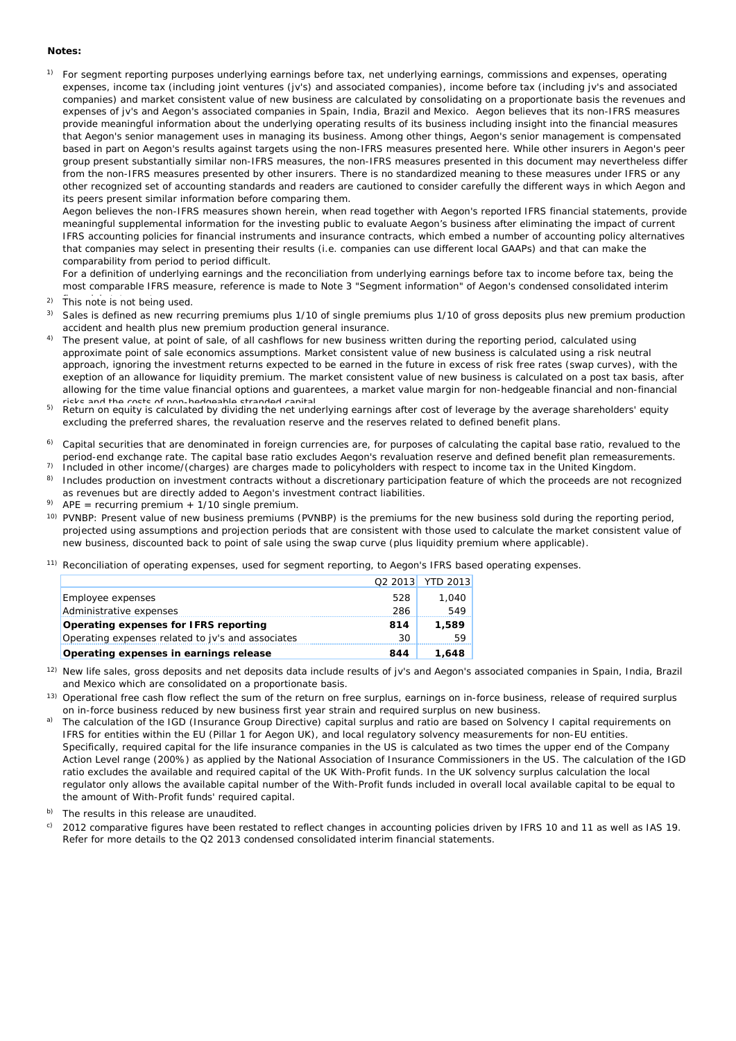**Notes:**

1) For segment reporting purposes underlying earnings before tax, net underlying earnings, commissions and expenses, operating expenses, income tax (including joint ventures (jv's) and associated companies), income before tax (including jv's and associated companies) and market consistent value of new business are calculated by consolidating on a proportionate basis the revenues and expenses of jv's and Aegon's associated companies in Spain, India, Brazil and Mexico. Aegon believes that its non-IFRS measures provide meaningful information about the underlying operating results of its business including insight into the financial measures that Aegon's senior management uses in managing its business. Among other things, Aegon's senior management is compensated based in part on Aegon's results against targets using the non-IFRS measures presented here. While other insurers in Aegon's peer group present substantially similar non-IFRS measures, the non-IFRS measures presented in this document may nevertheless differ from the non-IFRS measures presented by other insurers. There is no standardized meaning to these measures under IFRS or any other recognized set of accounting standards and readers are cautioned to consider carefully the different ways in which Aegon and its peers present similar information before comparing them.
Aegon believes the non-IFRS measures shown herein, when read together with Aegon's reported IFRS financial statements, provide meaningful supplemental information for the investing public to evaluate Aegon's business after eliminating the impact of current IFRS accounting policies for financial instruments and insurance contracts, which embed a number of accounting policy alternatives that companies may select in presenting their results (i.e. companies can use different local GAAPs) and that can make the comparability from period to period difficult.
For a definition of underlying earnings and the reconciliation from underlying earnings before tax to income before tax, being the most comparable IFRS measure, reference is made to Note 3 "Segment information" of Aegon's condensed consolidated interim financial statements.

2) This note is not being used.

3) Sales is defined as new recurring premiums plus 1/10 of single premiums plus 1/10 of gross deposits plus new premium production accident and health plus new premium production general insurance.

4) The present value, at point of sale, of all cashflows for new business written during the reporting period, calculated using approximate point of sale economics assumptions. Market consistent value of new business is calculated using a risk neutral approach, ignoring the investment returns expected to be earned in the future in excess of risk free rates (swap curves), with the exeption of an allowance for liquidity premium. The market consistent value of new business is calculated on a post tax basis, after allowing for the time value financial options and guarentees, a market value margin for non-hedgeable financial and non-financial risks and the costs of non-hedgeable stranded capital.

5) Return on equity is calculated by dividing the net underlying earnings after cost of leverage by the average shareholders' equity excluding the preferred shares, the revaluation reserve and the reserves related to defined benefit plans.

6) Capital securities that are denominated in foreign currencies are, for purposes of calculating the capital base ratio, revalued to the period-end exchange rate. The capital base ratio excludes Aegon's revaluation reserve and defined benefit plan remeasurements.

7) Included in other income/(charges) are charges made to policyholders with respect to income tax in the United Kingdom.

8) Includes production on investment contracts without a discretionary participation feature of which the proceeds are not recognized as revenues but are directly added to Aegon's investment contract liabilities.

9) APE = recurring premium + 1/10 single premium.

10) PVNBP: Present value of new business premiums (PVNBP) is the premiums for the new business sold during the reporting period, projected using assumptions and projection periods that are consistent with those used to calculate the market consistent value of new business, discounted back to point of sale using the swap curve (plus liquidity premium where applicable).

11) Reconciliation of operating expenses, used for segment reporting, to Aegon's IFRS based operating expenses.

| | Q2 2013 | YTD 2013 |
|---|---|---|
| Employee expenses | 528 | 1,040 |
| Administrative expenses | 286 | 549 |
| **Operating expenses for IFRS reporting** | **814** | **1,589** |
| Operating expenses related to jv's and associates | 30 | 59 |
| **Operating expenses in earnings release** | **844** | **1,648** |

12) New life sales, gross deposits and net deposits data include results of jv's and Aegon's associated companies in Spain, India, Brazil and Mexico which are consolidated on a proportionate basis.

13) Operational free cash flow reflect the sum of the return on free surplus, earnings on in-force business, release of required surplus on in-force business reduced by new business first year strain and required surplus on new business.

a) The calculation of the IGD (Insurance Group Directive) capital surplus and ratio are based on Solvency I capital requirements on IFRS for entities within the EU (Pillar 1 for Aegon UK), and local regulatory solvency measurements for non-EU entities. Specifically, required capital for the life insurance companies in the US is calculated as two times the upper end of the Company Action Level range (200%) as applied by the National Association of Insurance Commissioners in the US. The calculation of the IGD ratio excludes the available and required capital of the UK With-Profit funds. In the UK solvency surplus calculation the local regulator only allows the available capital number of the With-Profit funds included in overall local available capital to be equal to the amount of With-Profit funds' required capital.

b) The results in this release are unaudited.

c) 2012 comparative figures have been restated to reflect changes in accounting policies driven by IFRS 10 and 11 as well as IAS 19. Refer for more details to the Q2 2013 condensed consolidated interim financial statements.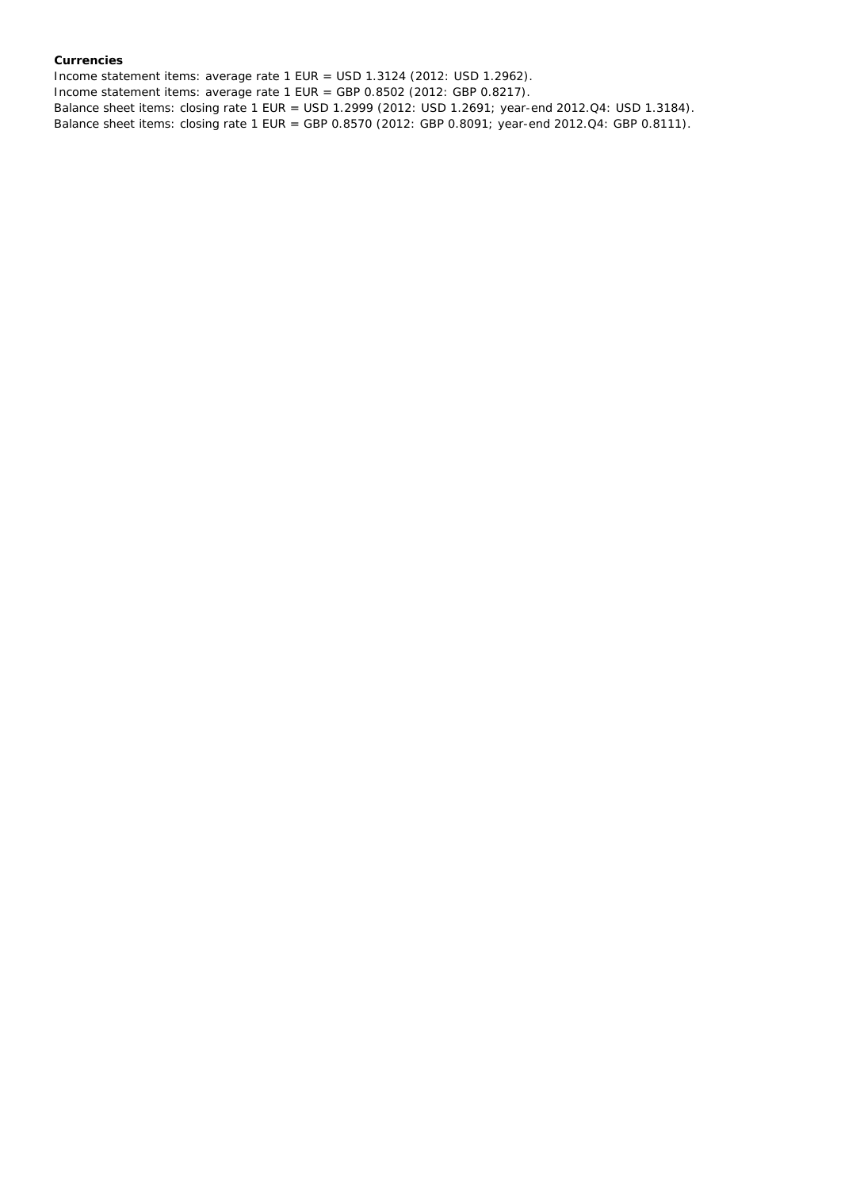**Currencies**

Income statement items: average rate 1 EUR = USD 1.3124 (2012: USD 1.2962).
Income statement items: average rate 1 EUR = GBP 0.8502 (2012: GBP 0.8217).
Balance sheet items: closing rate 1 EUR = USD 1.2999 (2012: USD 1.2691; year-end 2012.Q4: USD 1.3184).
Balance sheet items: closing rate 1 EUR = GBP 0.8570 (2012: GBP 0.8091; year-end 2012.Q4: GBP 0.8111).